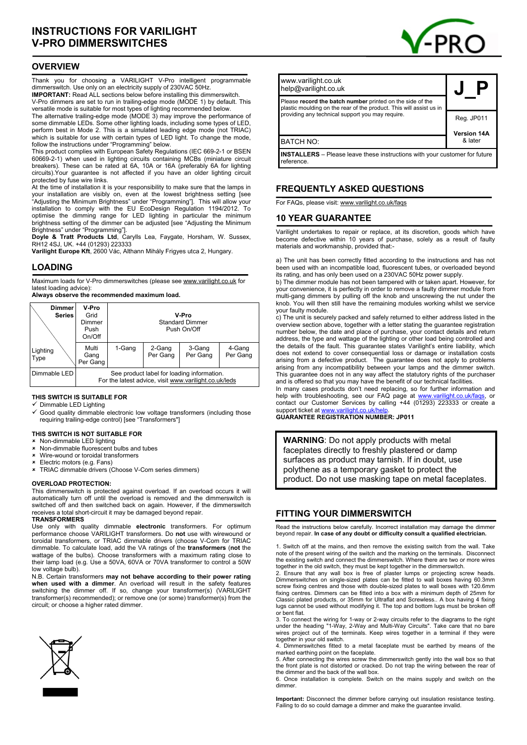# INSTRUCTIONS FOR VARILIGHT V-PRO DIMMERSWITCHES

## OVERVIEW

Thank you for choosing a VARILIGHT V-Pro intelligent programmable dimmerswitch. Use only on an electricity supply of 230VAC 50Hz.

**IMPORTANT:** Read ALL sections below before installing this dimmerswitch.

V-Pro dimmers are set to run in trailing-edge mode (MODE 1) by default. This versatile mode is suitable for most types of lighting recommended below.

The alternative trailing-edge mode (MODE 3) may improve the performance of some dimmable LEDs. Some other lighting loads, including some types of LED, perform best in Mode 2. This is a simulated leading edge mode (not TRIAC) which is suitable for use with certain types of LED light. To change the mode, follow the instructions under "Programming" below.

This product complies with European Safety Regulations (IEC 669-2-1 or BSEN 60669-2-1) when used in lighting circuits containing MCBs (miniature circuit breakers). These can be rated at 6A, 10A or 16A (preferably 6A for lighting circuits).Your guarantee is not affected if you have an older lighting circuit protected by fuse wire links.

At the time of installation it is your responsibility to make sure that the lamps in your installation are visibly on, even at the lowest brightness setting [see "Adjusting the Minimum Brightness" under "Programming"]. This will allow your installation to comply with the EU EcoDesign Regulation 1194/2012. To optimise the dimming range for LED lighting in particular the minimum brightness setting of the dimmer can be adjusted [see "Adjusting the Minimum Brightness" under "Programming"].

**Doyle & Tratt Products Ltd**, Carylls Lea, Faygate, Horsham, W. Sussex, RH12 4SJ, UK. +44 (01293) 223333

**Varilight Europe Kft**, 2600 Vác, Althann Mihály Frigyes utca 2, Hungary.

## LOADING

Maximum loads for V-Pro dimmerswitches (please see www.varilight.co.uk for latest loading advice):

**Always observe the recommended maximum load.**

| Dimmer Series / Lighting Type | V-Pro Grid Dimmer Push On/Off | V-Pro Standard Dimmer Push On/Off | | | |
|---|---|---|---|---|---|
| | Multi Gang Per Gang | 1-Gang | 2-Gang Per Gang | 3-Gang Per Gang | 4-Gang Per Gang |
| Dimmable LED | See product label for loading information. For the latest advice, visit www.varilight.co.uk/leds | | | | |

### THIS SWITCH IS SUITABLE FOR

- ✓ Dimmable LED Lighting
- ✓ Good quality dimmable electronic low voltage transformers (including those requiring trailing-edge control) [see "Transformers"]

### THIS SWITCH IS NOT SUITABLE FOR

- × Non-dimmable LED lighting
- × Non-dimmable fluorescent bulbs and tubes
- × Wire-wound or toroidal transformers
- × Electric motors (e.g. Fans)
- × TRIAC dimmable drivers (Choose V-Com series dimmers)

### OVERLOAD PROTECTION:

This dimmerswitch is protected against overload. If an overload occurs it will automatically turn off until the overload is removed and the dimmerswitch is switched off and then switched back on again. However, if the dimmerswitch receives a total short-circuit it may be damaged beyond repair.

### TRANSFORMERS

Use only with quality dimmable **electronic** transformers. For optimum performance choose VARILIGHT transformers. Do **not** use with wirewound or toroidal transformers, or TRIAC dimmable drivers (choose V-Com for TRIAC dimmable. To calculate load, add the VA ratings of the **transformers** (**not** the wattage of the bulbs). Choose transformers with a maximum rating close to their lamp load (e.g. Use a 50VA, 60VA or 70VA transformer to control a 50W low voltage bulb).

N.B. Certain transformers **may not behave according to their power rating when used with a dimmer**. An overload will result in the safety features switching the dimmer off. If so, change your transformer(s) (VARILIGHT transformer(s) recommended); or remove one (or some) transformer(s) from the circuit; or choose a higher rated dimmer.

| www.varilight.co.uk<br>help@varilight.co.uk | J_P |
|---|---|
| Please **record the batch number** printed on the side of the plastic moulding on the rear of the product. This will assist us in providing any technical support you may require. | Reg. JP011 |
| BATCH NO: | **Version 14A** & later |
| **INSTALLERS** – Please leave these instructions with your customer for future reference. | |

## FREQUENTLY ASKED QUESTIONS

For FAQs, please visit: www.varilight.co.uk/faqs

## 10 YEAR GUARANTEE

Varilight undertakes to repair or replace, at its discretion, goods which have become defective within 10 years of purchase, solely as a result of faulty materials and workmanship, provided that:-

a) The unit has been correctly fitted according to the instructions and has not been used with an incompatible load, fluorescent tubes, or overloaded beyond its rating, and has only been used on a 230VAC 50Hz power supply.

b) The dimmer module has not been tampered with or taken apart. However, for your convenience, it is perfectly in order to remove a faulty dimmer module from multi-gang dimmers by pulling off the knob and unscrewing the nut under the knob. You will then still have the remaining modules working whilst we service your faulty module.

c) The unit is securely packed and safely returned to either address listed in the overview section above, together with a letter stating the guarantee registration number below, the date and place of purchase, your contact details and return address, the type and wattage of the lighting or other load being controlled and the details of the fault. This guarantee states Varilight's entire liability, which does not extend to cover consequential loss or damage or installation costs arising from a defective product. The guarantee does not apply to problems arising from any incompatibility between your lamps and the dimmer switch. This guarantee does not in any way affect the statutory rights of the purchaser and is offered so that you may have the benefit of our technical facilities.

In many cases products don't need replacing, so for further information and help with troubleshooting, see our FAQ page at www.varilight.co.uk/faqs, or contact our Customer Services by calling +44 (01293) 223333 or create a support ticket at www.varilight.co.uk/help.

**GUARANTEE REGISTRATION NUMBER: JP011**

**WARNING**: Do not apply products with metal faceplates directly to freshly plastered or damp surfaces as product may tarnish. If in doubt, use polythene as a temporary gasket to protect the product. Do not use masking tape on metal faceplates.

## FITTING YOUR DIMMERSWITCH

Read the instructions below carefully. Incorrect installation may damage the dimmer beyond repair. **In case of any doubt or difficulty consult a qualified electrician.**

1. Switch off at the mains, and then remove the existing switch from the wall. Take note of the present wiring of the switch and the marking on the terminals. Disconnect the existing switch and connect the dimmerswitch. Where there are two or more wires together in the old switch, they must be kept together in the dimmerswitch.
2. Ensure that any wall box is free of plaster lumps or projecting screw heads. Dimmerswitches on single-sized plates can be fitted to wall boxes having 60.3mm screw fixing centres and those with double-sized plates to wall boxes with 120.6mm fixing centres. Dimmers can be fitted into a box with a minimum depth of 25mm for Classic plated products, or 35mm for Ultraflat and Screwless.. A box having 4 fixing lugs cannot be used without modifying it. The top and bottom lugs must be broken off or bent flat.
3. To connect the wiring for 1-way or 2-way circuits refer to the diagrams to the right under the heading "1-Way, 2-Way and Multi-Way Circuits". Take care that no bare wires project out of the terminals. Keep wires together in a terminal if they were together in your old switch.
4. Dimmerswitches fitted to a metal faceplate must be earthed by means of the marked earthing point on the faceplate.
5. After connecting the wires screw the dimmerswitch gently into the wall box so that the front plate is not distorted or cracked. Do not trap the wiring between the rear of the dimmer and the back of the wall box.
6. Once installation is complete. Switch on the mains supply and switch on the dimmer.

**Important:** Disconnect the dimmer before carrying out insulation resistance testing. Failing to do so could damage a dimmer and make the guarantee invalid.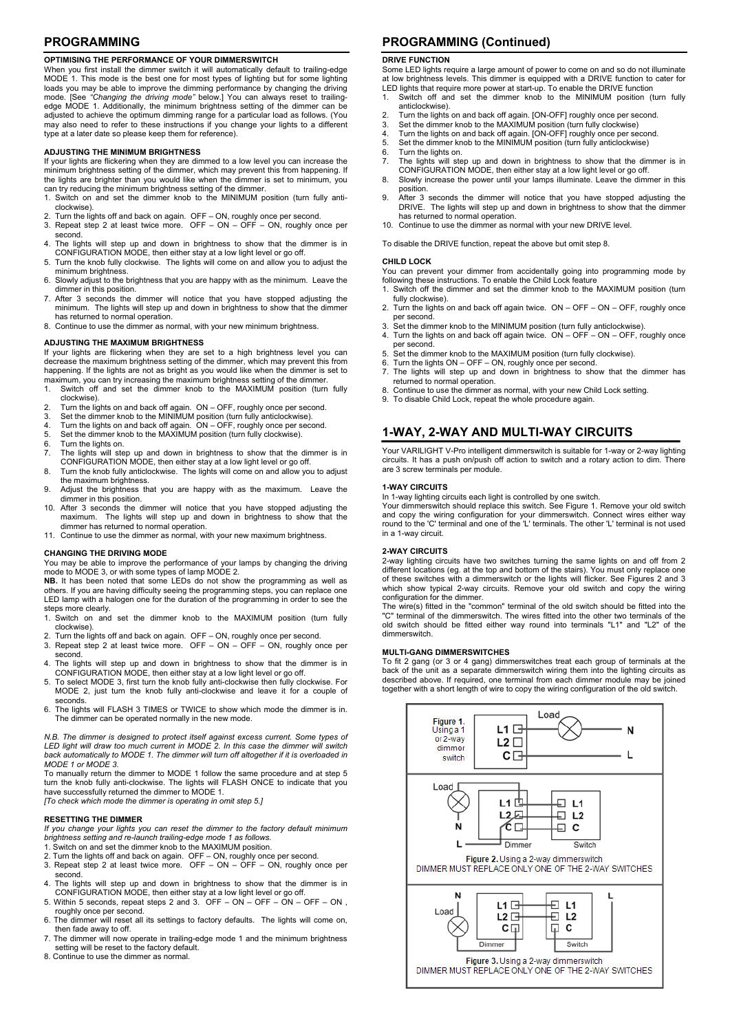## PROGRAMMING

### OPTIMISING THE PERFORMANCE OF YOUR DIMMERSWITCH

When you first install the dimmer switch it will automatically default to trailing-edge MODE 1. This mode is the best one for most types of lighting but for some lighting loads you may be able to improve the dimming performance by changing the driving mode. [See *"Changing the driving mode"* below.] You can always reset to trailing-edge MODE 1. Additionally, the minimum brightness setting of the dimmer can be adjusted to achieve the optimum dimming range for a particular load as follows. (You may also need to refer to these instructions if you change your lights to a different type at a later date so please keep them for reference).

### ADJUSTING THE MINIMUM BRIGHTNESS

If your lights are flickering when they are dimmed to a low level you can increase the minimum brightness setting of the dimmer, which may prevent this from happening. If the lights are brighter than you would like when the dimmer is set to minimum, you can try reducing the minimum brightness setting of the dimmer.

1. Switch on and set the dimmer knob to the MINIMUM position (turn fully anti-clockwise).
2. Turn the lights off and back on again. OFF – ON, roughly once per second.
3. Repeat step 2 at least twice more. OFF – ON – OFF – ON, roughly once per second.
4. The lights will step up and down in brightness to show that the dimmer is in CONFIGURATION MODE, then either stay at a low light level or go off.
5. Turn the knob fully clockwise. The lights will come on and allow you to adjust the minimum brightness.
6. Slowly adjust to the brightness that you are happy with as the minimum. Leave the dimmer in this position.
7. After 3 seconds the dimmer will notice that you have stopped adjusting the minimum. The lights will step up and down in brightness to show that the dimmer has returned to normal operation.
8. Continue to use the dimmer as normal, with your new minimum brightness.

### ADJUSTING THE MAXIMUM BRIGHTNESS

If your lights are flickering when they are set to a high brightness level you can decrease the maximum brightness setting of the dimmer, which may prevent this from happening. If the lights are not as bright as you would like when the dimmer is set to maximum, you can try increasing the maximum brightness setting of the dimmer.

1. Switch off and set the dimmer knob to the MAXIMUM position (turn fully clockwise).
2. Turn the lights on and back off again. ON – OFF, roughly once per second.
3. Set the dimmer knob to the MINIMUM position (turn fully anticlockwise).
4. Turn the lights on and back off again. ON – OFF, roughly once per second.
5. Set the dimmer knob to the MAXIMUM position (turn fully clockwise).
6. Turn the lights on.
7. The lights will step up and down in brightness to show that the dimmer is in CONFIGURATION MODE, then either stay at a low light level or go off.
8. Turn the knob fully anticlockwise. The lights will come on and allow you to adjust the maximum brightness.
9. Adjust the brightness that you are happy with as the maximum. Leave the dimmer in this position.
10. After 3 seconds the dimmer will notice that you have stopped adjusting the maximum. The lights will step up and down in brightness to show that the dimmer has returned to normal operation.
11. Continue to use the dimmer as normal, with your new maximum brightness.

### CHANGING THE DRIVING MODE

You may be able to improve the performance of your lamps by changing the driving mode to MODE 3, or with some types of lamp MODE 2.

**NB.** It has been noted that some LEDs do not show the programming as well as others. If you are having difficulty seeing the programming steps, you can replace one LED lamp with a halogen one for the duration of the programming in order to see the steps more clearly.

1. Switch on and set the dimmer knob to the MAXIMUM position (turn fully clockwise).
2. Turn the lights off and back on again. OFF – ON, roughly once per second.
3. Repeat step 2 at least twice more. OFF – ON – OFF – ON, roughly once per second.
4. The lights will step up and down in brightness to show that the dimmer is in CONFIGURATION MODE, then either stay at a low light level or go off.
5. To select MODE 3, first turn the knob fully anti-clockwise then fully clockwise. For MODE 2, just turn the knob fully anti-clockwise and leave it for a couple of seconds.
6. The lights will FLASH 3 TIMES or TWICE to show which mode the dimmer is in. The dimmer can be operated normally in the new mode.

*N.B. The dimmer is designed to protect itself against excess current. Some types of LED light will draw too much current in MODE 2. In this case the dimmer will switch back automatically to MODE 1. The dimmer will turn off altogether if it is overloaded in MODE 1 or MODE 3.*

To manually return the dimmer to MODE 1 follow the same procedure and at step 5 turn the knob fully anti-clockwise. The lights will FLASH ONCE to indicate that you have successfully returned the dimmer to MODE 1.

*[To check which mode the dimmer is operating in omit step 5.]*

### RESETTING THE DIMMER

*If you change your lights you can reset the dimmer to the factory default minimum brightness setting and re-launch trailing-edge mode 1 as follows.*

1. Switch on and set the dimmer knob to the MAXIMUM position.
2. Turn the lights off and back on again. OFF – ON, roughly once per second.
3. Repeat step 2 at least twice more. OFF – ON – OFF – ON, roughly once per second.
4. The lights will step up and down in brightness to show that the dimmer is in CONFIGURATION MODE, then either stay at a low light level or go off.
5. Within 5 seconds, repeat steps 2 and 3. OFF – ON – OFF – ON – OFF – ON , roughly once per second.
6. The dimmer will reset all its settings to factory defaults. The lights will come on, then fade away to off.
7. The dimmer will now operate in trailing-edge mode 1 and the minimum brightness setting will be reset to the factory default.
8. Continue to use the dimmer as normal.

## PROGRAMMING (Continued)

### DRIVE FUNCTION

Some LED lights require a large amount of power to come on and so do not illuminate at low brightness levels. This dimmer is equipped with a DRIVE function to cater for LED lights that require more power at start-up. To enable the DRIVE function

1. Switch off and set the dimmer knob to the MINIMUM position (turn fully anticlockwise).
2. Turn the lights on and back off again. [ON-OFF] roughly once per second.
3. Set the dimmer knob to the MAXIMUM position (turn fully clockwise)
4. Turn the lights on and back off again. [ON-OFF] roughly once per second.
5. Set the dimmer knob to the MINIMUM position (turn fully anticlockwise)
6. Turn the lights on.
7. The lights will step up and down in brightness to show that the dimmer is in CONFIGURATION MODE, then either stay at a low light level or go off.
8. Slowly increase the power until your lamps illuminate. Leave the dimmer in this position.
9. After 3 seconds the dimmer will notice that you have stopped adjusting the DRIVE. The lights will step up and down in brightness to show that the dimmer has returned to normal operation.
10. Continue to use the dimmer as normal with your new DRIVE level.

To disable the DRIVE function, repeat the above but omit step 8.

### CHILD LOCK

You can prevent your dimmer from accidentally going into programming mode by following these instructions. To enable the Child Lock feature

1. Switch off the dimmer and set the dimmer knob to the MAXIMUM position (turn fully clockwise).
2. Turn the lights on and back off again twice. ON – OFF – ON – OFF, roughly once per second.
3. Set the dimmer knob to the MINIMUM position (turn fully anticlockwise).
4. Turn the lights on and back off again twice. ON – OFF – ON – OFF, roughly once per second.
5. Set the dimmer knob to the MAXIMUM position (turn fully clockwise).
6. Turn the lights ON – OFF – ON, roughly once per second.
7. The lights will step up and down in brightness to show that the dimmer has returned to normal operation.
8. Continue to use the dimmer as normal, with your new Child Lock setting.
9. To disable Child Lock, repeat the whole procedure again.

## 1-WAY, 2-WAY AND MULTI-WAY CIRCUITS

Your VARILIGHT V-Pro intelligent dimmerswitch is suitable for 1-way or 2-way lighting circuits. It has a push on/push off action to switch and a rotary action to dim. There are 3 screw terminals per module.

### 1-WAY CIRCUITS

In 1-way lighting circuits each light is controlled by one switch.

Your dimmerswitch should replace this switch. See Figure 1. Remove your old switch and copy the wiring configuration for your dimmerswitch. Connect wires either way round to the 'C' terminal and one of the 'L' terminals. The other 'L' terminal is not used in a 1-way circuit.

### 2-WAY CIRCUITS

2-way lighting circuits have two switches turning the same lights on and off from 2 different locations (eg. at the top and bottom of the stairs). You must only replace one of these switches with a dimmerswitch or the lights will flicker. See Figures 2 and 3 which show typical 2-way circuits. Remove your old switch and copy the wiring configuration for the dimmer.

The wire(s) fitted in the "common" terminal of the old switch should be fitted into the "C" terminal of the dimmerswitch. The wires fitted into the other two terminals of the old switch should be fitted either way round into terminals "L1" and "L2" of the dimmerswitch.

### MULTI-GANG DIMMERSWITCHES

To fit 2 gang (or 3 or 4 gang) dimmerswitches treat each group of terminals at the back of the unit as a separate dimmerswitch wiring them into the lighting circuits as described above. If required, one terminal from each dimmer module may be joined together with a short length of wire to copy the wiring configuration of the old switch.

**Figure 1.** Using a 1 or 2-way dimmer switch

Load
L1
L2
C
N
L

**Figure 2.** Using a 2-way dimmerswitch

Load
N
L
L1
L2
C
Dimmer
L1
L2
C
Switch

DIMMER MUST REPLACE ONLY ONE OF THE 2-WAY SWITCHES

**Figure 3.** Using a 2-way dimmerswitch

N
Load
L1
L2
C
Dimmer
L
L1
L2
C
Switch

DIMMER MUST REPLACE ONLY ONE OF THE 2-WAY SWITCHES